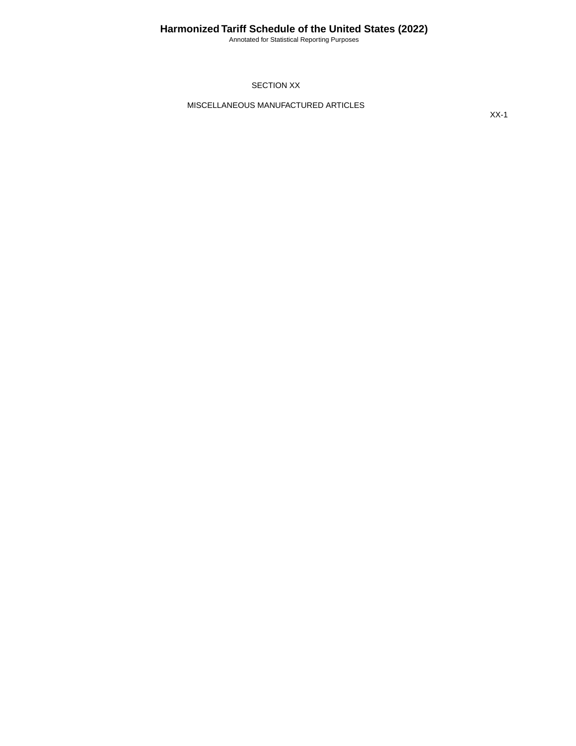# SECTION XX

## MISCELLANEOUS MANUFACTURED ARTICLES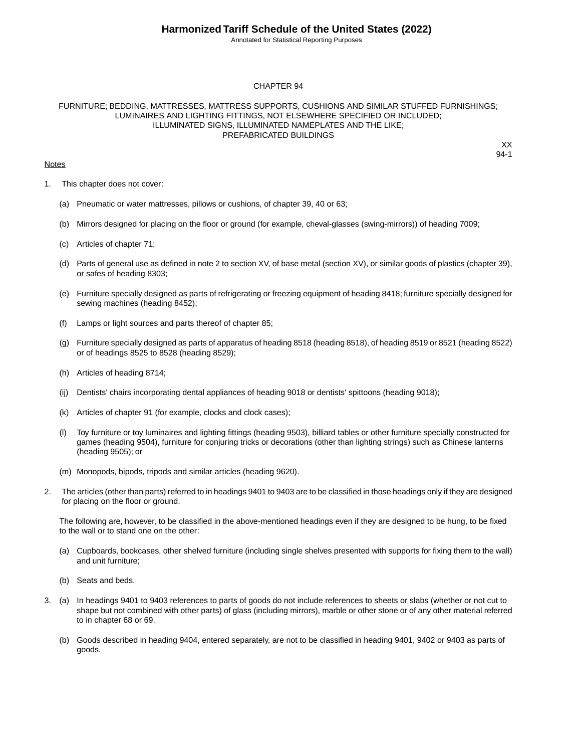# CHAPTER 94

## FURNITURE; BEDDING, MATTRESSES, MATTRESS SUPPORTS, CUSHIONS AND SIMILAR STUFFED FURNISHINGS; LUMINAIRES AND LIGHTING FITTINGS, NOT ELSEWHERE SPECIFIED OR INCLUDED; ILLUMINATED SIGNS, ILLUMINATED NAMEPLATES AND THE LIKE; PREFABRICATED BUILDINGS

XX

### Notes

1. This chapter does not cover:

   (a) Pneumatic or water mattresses, pillows or cushions, of chapter 39, 40 or 63;

   (b) Mirrors designed for placing on the floor or ground (for example, cheval-glasses (swing-mirrors)) of heading 7009;

   (c) Articles of chapter 71;

   (d) Parts of general use as defined in note 2 to section XV, of base metal (section XV), or similar goods of plastics (chapter 39), or safes of heading 8303;

   (e) Furniture specially designed as parts of refrigerating or freezing equipment of heading 8418; furniture specially designed for sewing machines (heading 8452);

   (f) Lamps or light sources and parts thereof of chapter 85;

   (g) Furniture specially designed as parts of apparatus of heading 8518 (heading 8518), of heading 8519 or 8521 (heading 8522) or of headings 8525 to 8528 (heading 8529);

   (h) Articles of heading 8714;

   (ij) Dentists' chairs incorporating dental appliances of heading 9018 or dentists' spittoons (heading 9018);

   (k) Articles of chapter 91 (for example, clocks and clock cases);

   (l) Toy furniture or toy luminaires and lighting fittings (heading 9503), billiard tables or other furniture specially constructed for games (heading 9504), furniture for conjuring tricks or decorations (other than lighting strings) such as Chinese lanterns (heading 9505); or

   (m) Monopods, bipods, tripods and similar articles (heading 9620).

2. The articles (other than parts) referred to in headings 9401 to 9403 are to be classified in those headings only if they are designed for placing on the floor or ground.

   The following are, however, to be classified in the above-mentioned headings even if they are designed to be hung, to be fixed to the wall or to stand one on the other:

   (a) Cupboards, bookcases, other shelved furniture (including single shelves presented with supports for fixing them to the wall) and unit furniture;

   (b) Seats and beds.

3. (a) In headings 9401 to 9403 references to parts of goods do not include references to sheets or slabs (whether or not cut to shape but not combined with other parts) of glass (including mirrors), marble or other stone or of any other material referred to in chapter 68 or 69.

   (b) Goods described in heading 9404, entered separately, are not to be classified in heading 9401, 9402 or 9403 as parts of goods.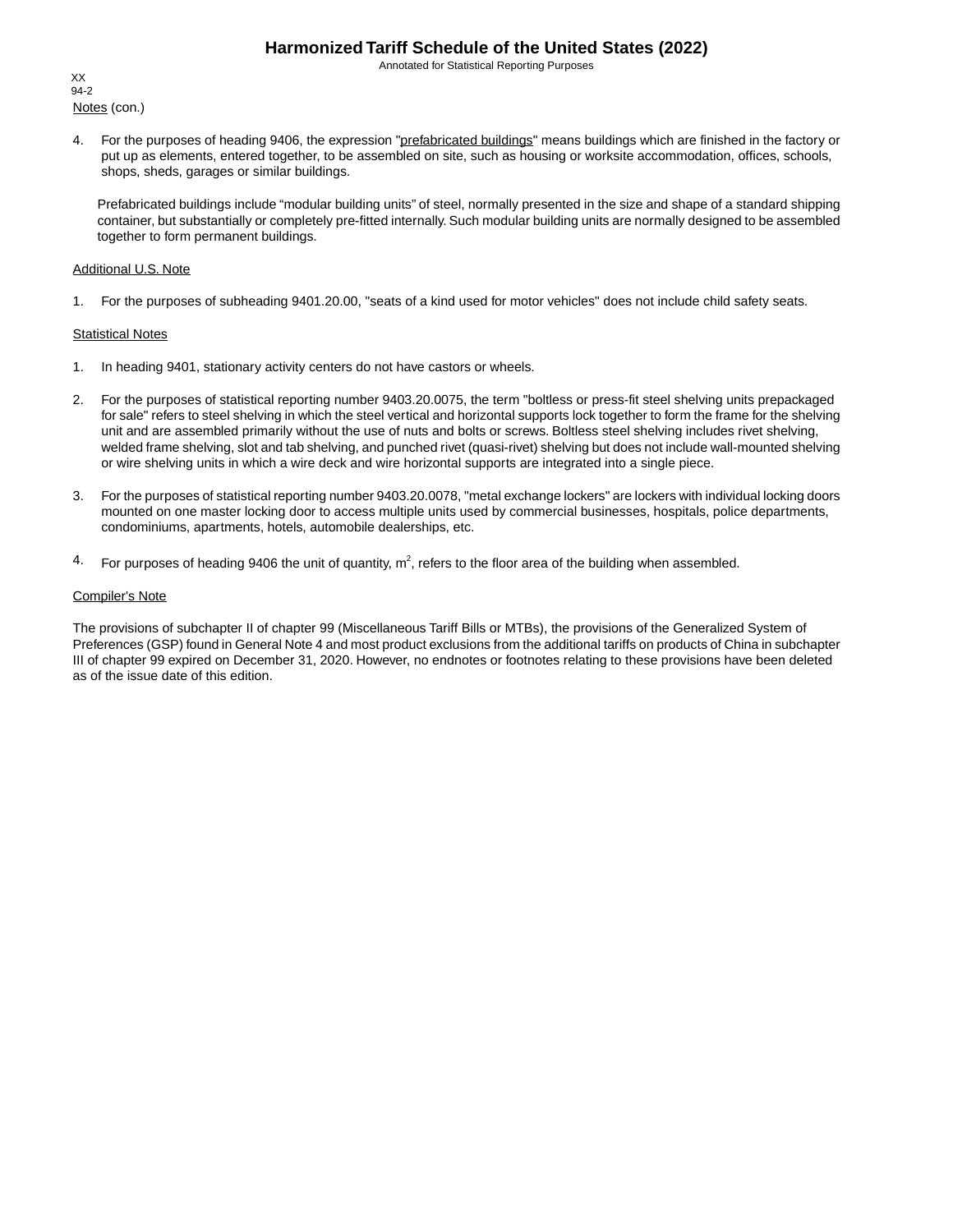Notes (con.)

4. For the purposes of heading 9406, the expression "prefabricated buildings" means buildings which are finished in the factory or put up as elements, entered together, to be assembled on site, such as housing or worksite accommodation, offices, schools, shops, sheds, garages or similar buildings.

   Prefabricated buildings include “modular building units” of steel, normally presented in the size and shape of a standard shipping container, but substantially or completely pre-fitted internally. Such modular building units are normally designed to be assembled together to form permanent buildings.

Additional U.S. Note

1. For the purposes of subheading 9401.20.00, "seats of a kind used for motor vehicles" does not include child safety seats.

Statistical Notes

1. In heading 9401, stationary activity centers do not have castors or wheels.

2. For the purposes of statistical reporting number 9403.20.0075, the term "boltless or press-fit steel shelving units prepackaged for sale" refers to steel shelving in which the steel vertical and horizontal supports lock together to form the frame for the shelving unit and are assembled primarily without the use of nuts and bolts or screws. Boltless steel shelving includes rivet shelving, welded frame shelving, slot and tab shelving, and punched rivet (quasi-rivet) shelving but does not include wall-mounted shelving or wire shelving units in which a wire deck and wire horizontal supports are integrated into a single piece.

3. For the purposes of statistical reporting number 9403.20.0078, "metal exchange lockers" are lockers with individual locking doors mounted on one master locking door to access multiple units used by commercial businesses, hospitals, police departments, condominiums, apartments, hotels, automobile dealerships, etc.

4. For purposes of heading 9406 the unit of quantity, $m^2$, refers to the floor area of the building when assembled.

Compiler's Note

The provisions of subchapter II of chapter 99 (Miscellaneous Tariff Bills or MTBs), the provisions of the Generalized System of Preferences (GSP) found in General Note 4 and most product exclusions from the additional tariffs on products of China in subchapter III of chapter 99 expired on December 31, 2020. However, no endnotes or footnotes relating to these provisions have been deleted as of the issue date of this edition.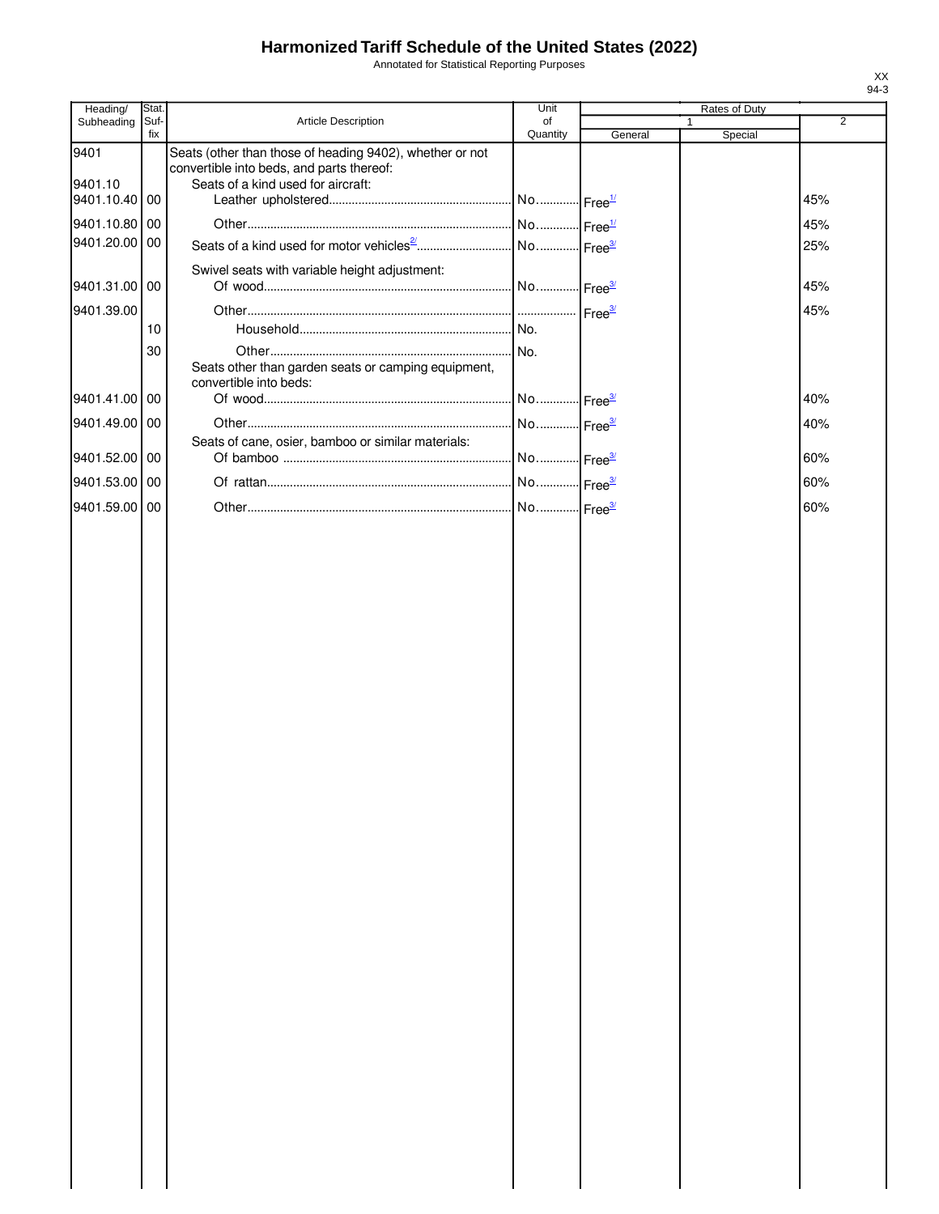# Harmonized Tariff Schedule of the United States (2022)

Annotated for Statistical Reporting Purposes

| Heading/ Subheading | Stat. Suf- fix | Article Description | Unit of Quantity | Rates of Duty 1 General | Rates of Duty 1 Special | Rates of Duty 2 |
|---|---|---|---|---|---|---|
| 9401 | | Seats (other than those of heading 9402), whether or not convertible into beds, and parts thereof: | | | | |
| 9401.10 | | Seats of a kind used for aircraft: | | | | |
| 9401.10.40 | 00 | Leather upholstered | No. | Free[1/] | | 45% |
| 9401.10.80 | 00 | Other | No. | Free[1/] | | 45% |
| 9401.20.00 | 00 | Seats of a kind used for motor vehicles[2/] | No. | Free[3/] | | 25% |
| | | Swivel seats with variable height adjustment: | | | | |
| 9401.31.00 | 00 | Of wood | No. | Free[3/] | | 45% |
| 9401.39.00 | | Other | | Free[3/] | | 45% |
| | 10 | Household | No. | | | |
| | 30 | Other | No. | | | |
| | | Seats other than garden seats or camping equipment, convertible into beds: | | | | |
| 9401.41.00 | 00 | Of wood | No. | Free[3/] | | 40% |
| 9401.49.00 | 00 | Other | No. | Free[3/] | | 40% |
| | | Seats of cane, osier, bamboo or similar materials: | | | | |
| 9401.52.00 | 00 | Of bamboo | No. | Free[3/] | | 60% |
| 9401.53.00 | 00 | Of rattan | No. | Free[3/] | | 60% |
| 9401.59.00 | 00 | Other | No. | Free[3/] | | 60% |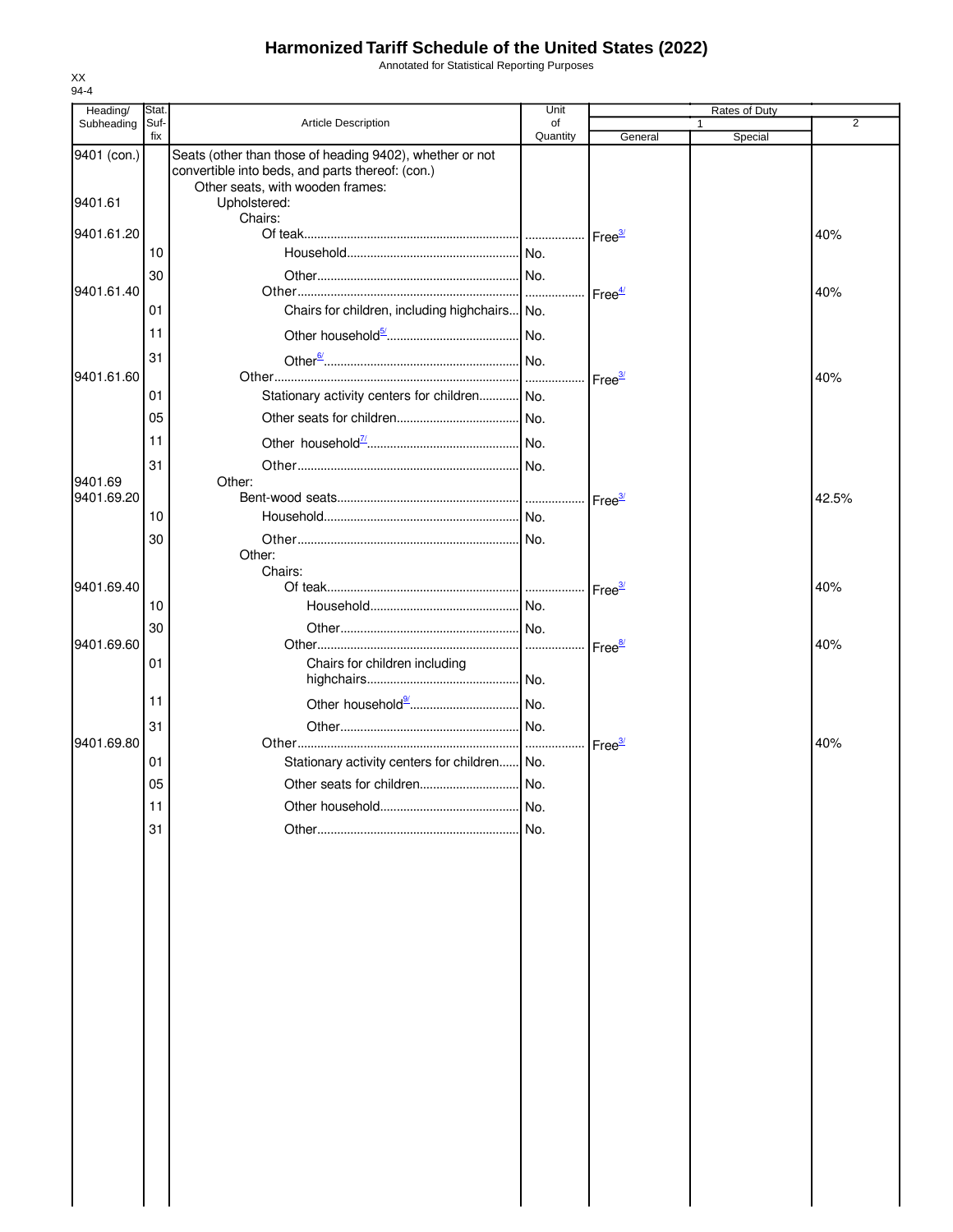# Harmonized Tariff Schedule of the United States (2022)

Annotated for Statistical Reporting Purposes

XX
94-4

| Heading/ Subheading | Stat. Suf- fix | Article Description | Unit of Quantity | Rates of Duty 1 General | Special | 2 |
|---|---|---|---|---|---|---|
| 9401 (con.) | | Seats (other than those of heading 9402), whether or not convertible into beds, and parts thereof: (con.) | | | | |
| | | Other seats, with wooden frames: | | | | |
| 9401.61 | | Upholstered: | | | | |
| | | Chairs: | | | | |
| 9401.61.20 | | Of teak | | Free[3/] | | 40% |
| | 10 | Household | No. | | | |
| | 30 | Other | No. | | | |
| 9401.61.40 | | Other | | Free[4/] | | 40% |
| | 01 | Chairs for children, including highchairs | No. | | | |
| | 11 | Other household[5/] | No. | | | |
| | 31 | Other[6/] | No. | | | |
| 9401.61.60 | | Other | | Free[3/] | | 40% |
| | 01 | Stationary activity centers for children | No. | | | |
| | 05 | Other seats for children | No. | | | |
| | 11 | Other household[7/] | No. | | | |
| | 31 | Other | No. | | | |
| 9401.69 | | Other: | | | | |
| 9401.69.20 | | Bent-wood seats | | Free[3/] | | 42.5% |
| | 10 | Household | No. | | | |
| | 30 | Other | No. | | | |
| | | Other: | | | | |
| | | Chairs: | | | | |
| 9401.69.40 | | Of teak | | Free[3/] | | 40% |
| | 10 | Household | No. | | | |
| | 30 | Other | No. | | | |
| 9401.69.60 | | Other | | Free[8/] | | 40% |
| | 01 | Chairs for children including highchairs | No. | | | |
| | 11 | Other household[9/] | No. | | | |
| | 31 | Other | No. | | | |
| 9401.69.80 | | Other | | Free[3/] | | 40% |
| | 01 | Stationary activity centers for children | No. | | | |
| | 05 | Other seats for children | No. | | | |
| | 11 | Other household | No. | | | |
| | 31 | Other | No. | | | |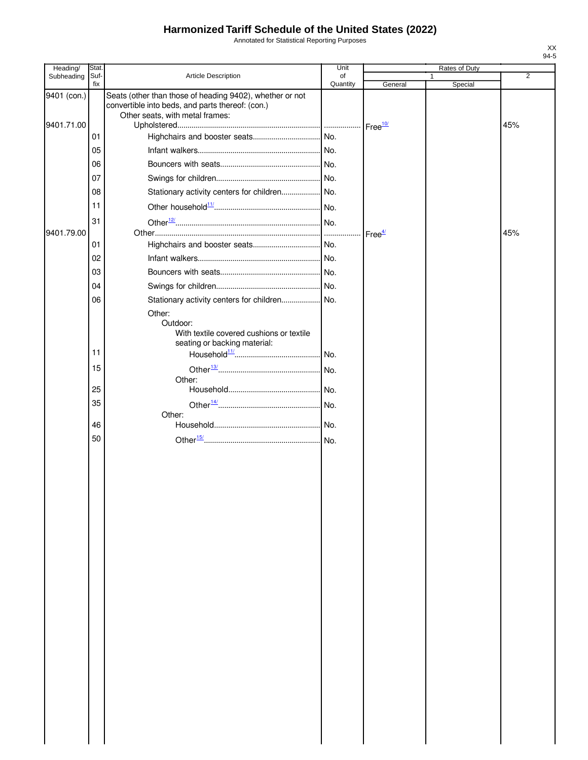# Harmonized Tariff Schedule of the United States (2022)

Annotated for Statistical Reporting Purposes

| Heading/ Subheading | Stat. Suf- fix | Article Description | Unit of Quantity | Rates of Duty 1 General | Rates of Duty 1 Special | Rates of Duty 2 |
|---|---|---|---|---|---|---|
| 9401 (con.) | | Seats (other than those of heading 9402), whether or not convertible into beds, and parts thereof: (con.) | | | | |
| | | Other seats, with metal frames: | | | | |
| 9401.71.00 | | Upholstered | | Free[10/] | | 45% |
| | 01 | Highchairs and booster seats | No. | | | |
| | 05 | Infant walkers | No. | | | |
| | 06 | Bouncers with seats | No. | | | |
| | 07 | Swings for children | No. | | | |
| | 08 | Stationary activity centers for children | No. | | | |
| | 11 | Other household[11/] | No. | | | |
| | 31 | Other[12/] | No. | | | |
| 9401.79.00 | | Other | | Free[4/] | | 45% |
| | 01 | Highchairs and booster seats | No. | | | |
| | 02 | Infant walkers | No. | | | |
| | 03 | Bouncers with seats | No. | | | |
| | 04 | Swings for children | No. | | | |
| | 06 | Stationary activity centers for children | No. | | | |
| | | Other: | | | | |
| | | Outdoor: | | | | |
| | | With textile covered cushions or textile seating or backing material: | | | | |
| | 11 | Household[11/] | No. | | | |
| | 15 | Other[13/] | No. | | | |
| | | Other: | | | | |
| | 25 | Household | No. | | | |
| | 35 | Other[14/] | No. | | | |
| | | Other: | | | | |
| | 46 | Household | No. | | | |
| | 50 | Other[15/] | No. | | | |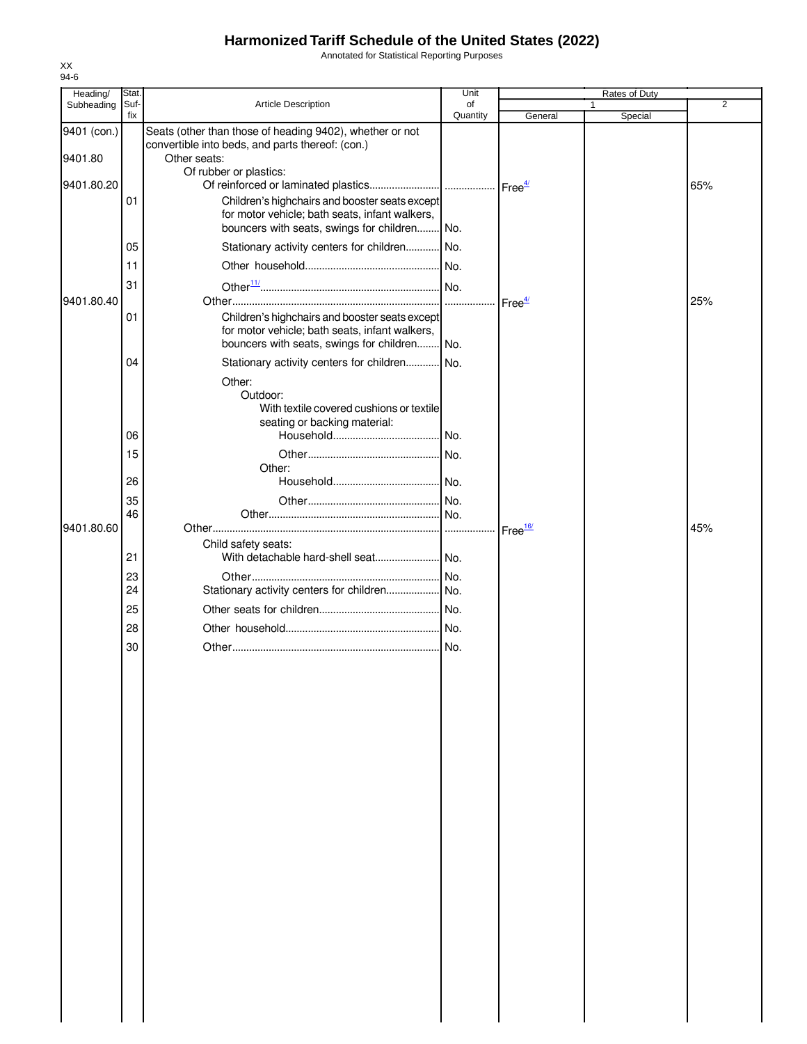# Harmonized Tariff Schedule of the United States (2022)

Annotated for Statistical Reporting Purposes

XX
94-6

| Heading/ Subheading | Stat. Suf- fix | Article Description | Unit of Quantity | Rates of Duty 1 General | Special | 2 |
|---|---|---|---|---|---|---|
| 9401 (con.) | | Seats (other than those of heading 9402), whether or not convertible into beds, and parts thereof: (con.) | | | | |
| 9401.80 | | Other seats: | | | | |
| | | Of rubber or plastics: | | | | |
| 9401.80.20 | | Of reinforced or laminated plastics | | Free[4/] | | 65% |
| | 01 | Children's highchairs and booster seats except for motor vehicle; bath seats, infant walkers, bouncers with seats, swings for children | No. | | | |
| | 05 | Stationary activity centers for children | No. | | | |
| | 11 | Other household | No. | | | |
| | 31 | Other[11/] | No. | | | |
| 9401.80.40 | | Other | | Free[4/] | | 25% |
| | 01 | Children's highchairs and booster seats except for motor vehicle; bath seats, infant walkers, bouncers with seats, swings for children | No. | | | |
| | 04 | Stationary activity centers for children | No. | | | |
| | | Other: | | | | |
| | | Outdoor: | | | | |
| | | With textile covered cushions or textile seating or backing material: | | | | |
| | 06 | Household | No. | | | |
| | 15 | Other | No. | | | |
| | | Other: | | | | |
| | 26 | Household | No. | | | |
| | 35 | Other | No. | | | |
| | 46 | Other | No. | | | |
| 9401.80.60 | | Other | | Free[16/] | | 45% |
| | | Child safety seats: | | | | |
| | 21 | With detachable hard-shell seat | No. | | | |
| | 23 | Other | No. | | | |
| | 24 | Stationary activity centers for children | No. | | | |
| | 25 | Other seats for children | No. | | | |
| | 28 | Other household | No. | | | |
| | 30 | Other | No. | | | |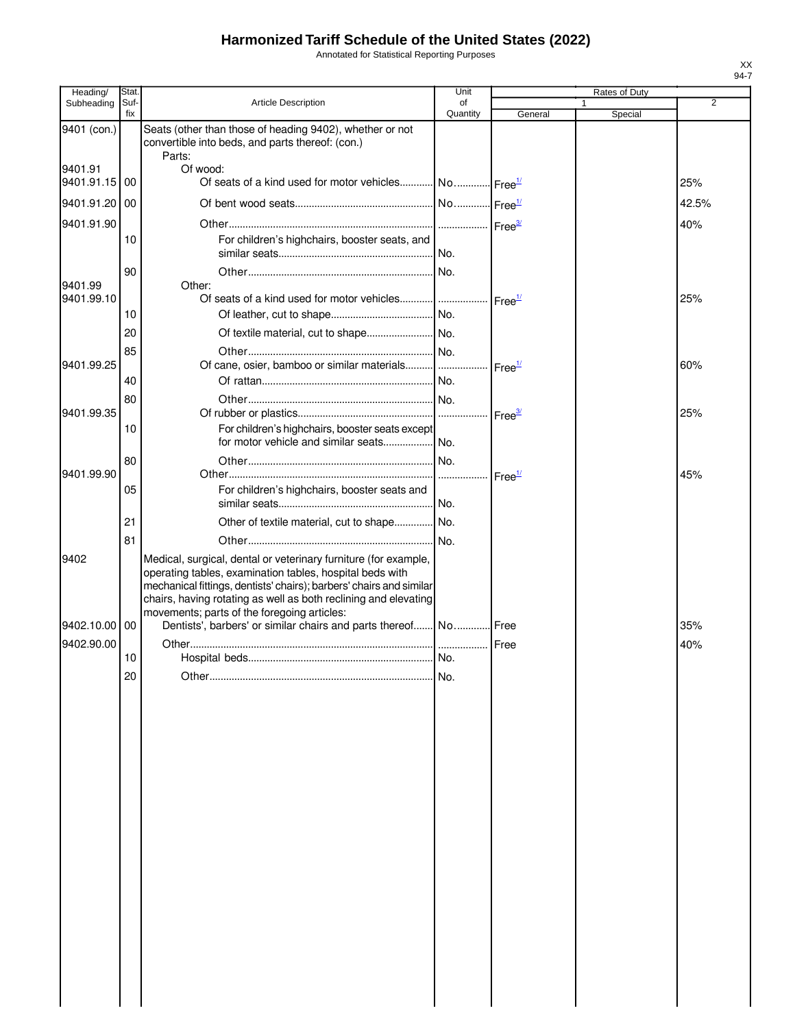# Harmonized Tariff Schedule of the United States (2022)

Annotated for Statistical Reporting Purposes

| Heading/ Subheading | Stat. Suf- fix | Article Description | Unit of Quantity | Rates of Duty 1 General | Rates of Duty 1 Special | Rates of Duty 2 |
|---|---|---|---|---|---|---|
| 9401 (con.) | | Seats (other than those of heading 9402), whether or not convertible into beds, and parts thereof: (con.) | | | | |
| | | Parts: | | | | |
| 9401.91 | | Of wood: | | | | |
| 9401.91.15 | 00 | Of seats of a kind used for motor vehicles | No. | Free[1/] | | 25% |
| 9401.91.20 | 00 | Of bent wood seats | No. | Free[1/] | | 42.5% |
| 9401.91.90 | | Other | | Free[3/] | | 40% |
| | 10 | For children's highchairs, booster seats, and similar seats | No. | | | |
| | 90 | Other | No. | | | |
| 9401.99 | | Other: | | | | |
| 9401.99.10 | | Of seats of a kind used for motor vehicles | | Free[1/] | | 25% |
| | 10 | Of leather, cut to shape | No. | | | |
| | 20 | Of textile material, cut to shape | No. | | | |
| | 85 | Other | No. | | | |
| 9401.99.25 | | Of cane, osier, bamboo or similar materials | | Free[1/] | | 60% |
| | 40 | Of rattan | No. | | | |
| | 80 | Other | No. | | | |
| 9401.99.35 | | Of rubber or plastics | | Free[3/] | | 25% |
| | 10 | For children's highchairs, booster seats except for motor vehicle and similar seats | No. | | | |
| | 80 | Other | No. | | | |
| 9401.99.90 | | Other | | Free[1/] | | 45% |
| | 05 | For children's highchairs, booster seats and similar seats | No. | | | |
| | 21 | Other of textile material, cut to shape | No. | | | |
| | 81 | Other | No. | | | |
| 9402 | | Medical, surgical, dental or veterinary furniture (for example, operating tables, examination tables, hospital beds with mechanical fittings, dentists' chairs); barbers' chairs and similar chairs, having rotating as well as both reclining and elevating movements; parts of the foregoing articles: | | | | |
| 9402.10.00 | 00 | Dentists', barbers' or similar chairs and parts thereof | No. | Free | | 35% |
| 9402.90.00 | | Other | | Free | | 40% |
| | 10 | Hospital beds | No. | | | |
| | 20 | Other | No. | | | |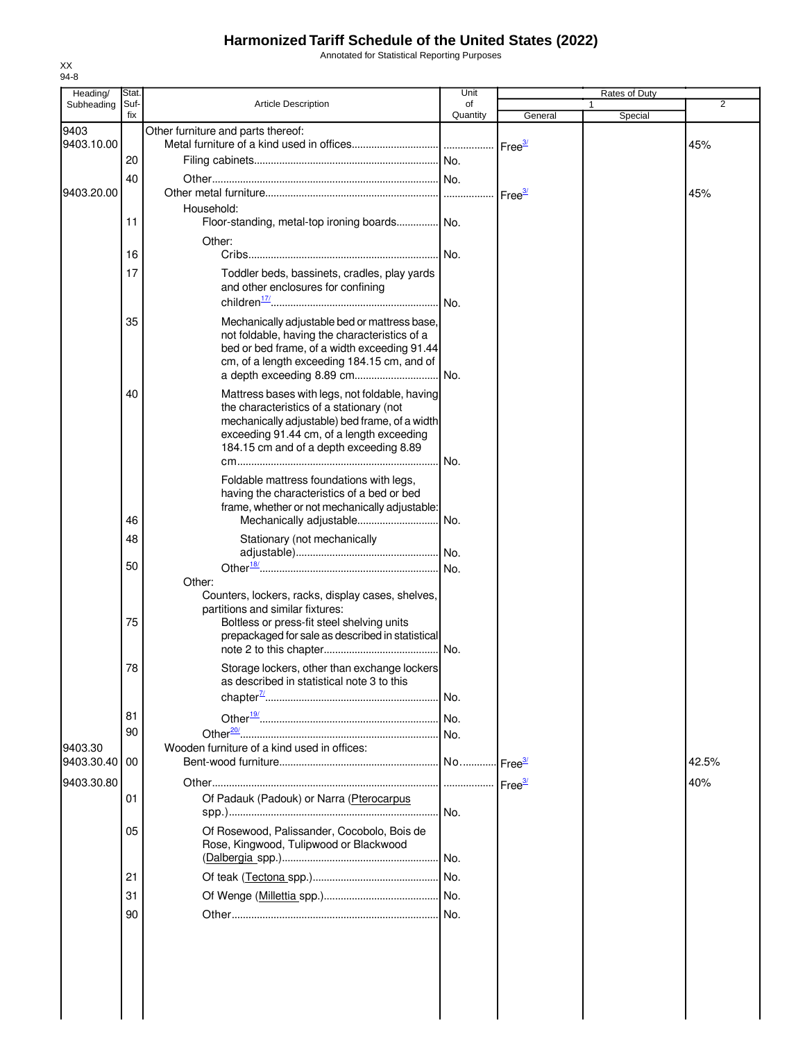# Harmonized Tariff Schedule of the United States (2022)

Annotated for Statistical Reporting Purposes

XX
94-8

| Heading/ Subheading | Stat. Suf- fix | Article Description | Unit of Quantity | Rates of Duty 1 General | Special | 2 |
|---|---|---|---|---|---|---|
| 9403 | | Other furniture and parts thereof: | | | | |
| 9403.10.00 | | Metal furniture of a kind used in offices | | Free[3/] | | 45% |
| | 20 | Filing cabinets | No. | | | |
| | 40 | Other | No. | | | |
| 9403.20.00 | | Other metal furniture | | Free[3/] | | 45% |
| | | Household: | | | | |
| | 11 | Floor-standing, metal-top ironing boards | No. | | | |
| | | Other: | | | | |
| | 16 | Cribs | No. | | | |
| | 17 | Toddler beds, bassinets, cradles, play yards and other enclosures for confining children[17/] | No. | | | |
| | 35 | Mechanically adjustable bed or mattress base, not foldable, having the characteristics of a bed or bed frame, of a width exceeding 91.44 cm, of a length exceeding 184.15 cm, and of a depth exceeding 8.89 cm | No. | | | |
| | 40 | Mattress bases with legs, not foldable, having the characteristics of a stationary (not mechanically adjustable) bed frame, of a width exceeding 91.44 cm, of a length exceeding 184.15 cm and of a depth exceeding 8.89 cm | No. | | | |
| | | Foldable mattress foundations with legs, having the characteristics of a bed or bed frame, whether or not mechanically adjustable: | | | | |
| | 46 | Mechanically adjustable | No. | | | |
| | 48 | Stationary (not mechanically adjustable) | No. | | | |
| | 50 | Other[18/] | No. | | | |
| | | Other: | | | | |
| | | Counters, lockers, racks, display cases, shelves, partitions and similar fixtures: | | | | |
| | 75 | Boltless or press-fit steel shelving units prepackaged for sale as described in statistical note 2 to this chapter | No. | | | |
| | 78 | Storage lockers, other than exchange lockers as described in statistical note 3 to this chapter[7/] | No. | | | |
| | 81 | Other[19/] | No. | | | |
| | 90 | Other[20/] | No. | | | |
| 9403.30 | | Wooden furniture of a kind used in offices: | | | | |
| 9403.30.40 | 00 | Bent-wood furniture | No. | Free[3/] | | 42.5% |
| 9403.30.80 | | Other | | Free[3/] | | 40% |
| | 01 | Of Padauk (Padouk) or Narra (Pterocarpus spp.) | No. | | | |
| | 05 | Of Rosewood, Palissander, Cocobolo, Bois de Rose, Kingwood, Tulipwood or Blackwood (Dalbergia spp.) | No. | | | |
| | 21 | Of teak (Tectona spp.) | No. | | | |
| | 31 | Of Wenge (Millettia spp.) | No. | | | |
| | 90 | Other | No. | | | |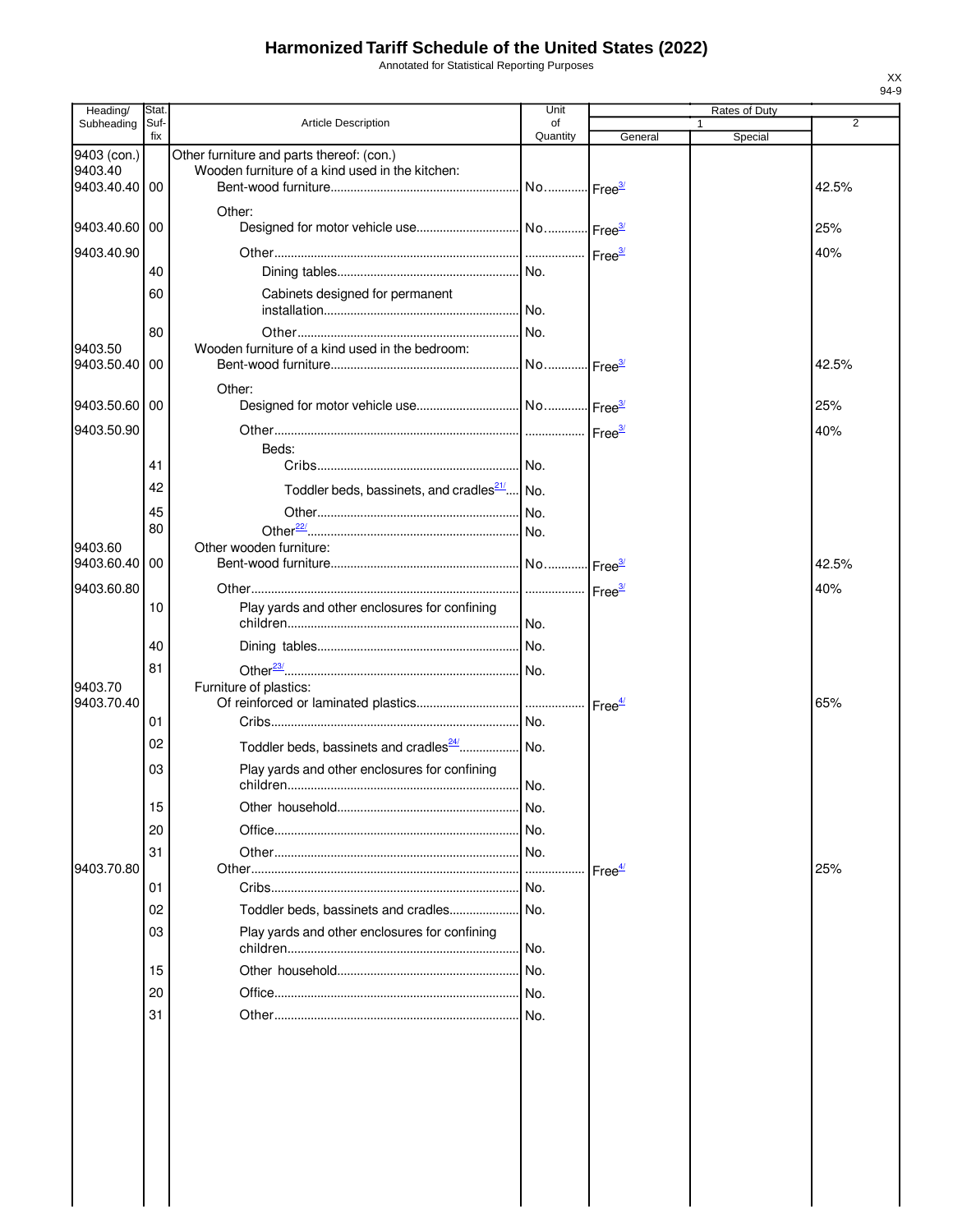# Harmonized Tariff Schedule of the United States (2022)

Annotated for Statistical Reporting Purposes

XX
94-9

| Heading/ Subheading | Stat. Suf-fix | Article Description | Unit of Quantity | Rates of Duty 1 General | Special | 2 |
|---|---|---|---|---|---|---|
| 9403 (con.) | | Other furniture and parts thereof: (con.) | | | | |
| 9403.40 | | Wooden furniture of a kind used in the kitchen: | | | | |
| 9403.40.40 | 00 | Bent-wood furniture | No. | Free[3/] | | 42.5% |
| | | Other: | | | | |
| 9403.40.60 | 00 | Designed for motor vehicle use | No. | Free[3/] | | 25% |
| 9403.40.90 | | Other | | Free[3/] | | 40% |
| | 40 | Dining tables | No. | | | |
| | 60 | Cabinets designed for permanent installation | No. | | | |
| | 80 | Other | No. | | | |
| 9403.50 | | Wooden furniture of a kind used in the bedroom: | | | | |
| 9403.50.40 | 00 | Bent-wood furniture | No. | Free[3/] | | 42.5% |
| | | Other: | | | | |
| 9403.50.60 | 00 | Designed for motor vehicle use | No. | Free[3/] | | 25% |
| 9403.50.90 | | Other | | Free[3/] | | 40% |
| | | Beds: | | | | |
| | 41 | Cribs | No. | | | |
| | 42 | Toddler beds, bassinets, and cradles[21/] | No. | | | |
| | 45 | Other | No. | | | |
| | 80 | Other[22/] | No. | | | |
| 9403.60 | | Other wooden furniture: | | | | |
| 9403.60.40 | 00 | Bent-wood furniture | No. | Free[3/] | | 42.5% |
| 9403.60.80 | | Other | | Free[3/] | | 40% |
| | 10 | Play yards and other enclosures for confining children | No. | | | |
| | 40 | Dining tables | No. | | | |
| | 81 | Other[23/] | No. | | | |
| 9403.70 | | Furniture of plastics: | | | | |
| 9403.70.40 | | Of reinforced or laminated plastics | | Free[4/] | | 65% |
| | 01 | Cribs | No. | | | |
| | 02 | Toddler beds, bassinets and cradles[24/] | No. | | | |
| | 03 | Play yards and other enclosures for confining children | No. | | | |
| | 15 | Other household | No. | | | |
| | 20 | Office | No. | | | |
| | 31 | Other | No. | | | |
| 9403.70.80 | | Other | | Free[4/] | | 25% |
| | 01 | Cribs | No. | | | |
| | 02 | Toddler beds, bassinets and cradles | No. | | | |
| | 03 | Play yards and other enclosures for confining children | No. | | | |
| | 15 | Other household | No. | | | |
| | 20 | Office | No. | | | |
| | 31 | Other | No. | | | |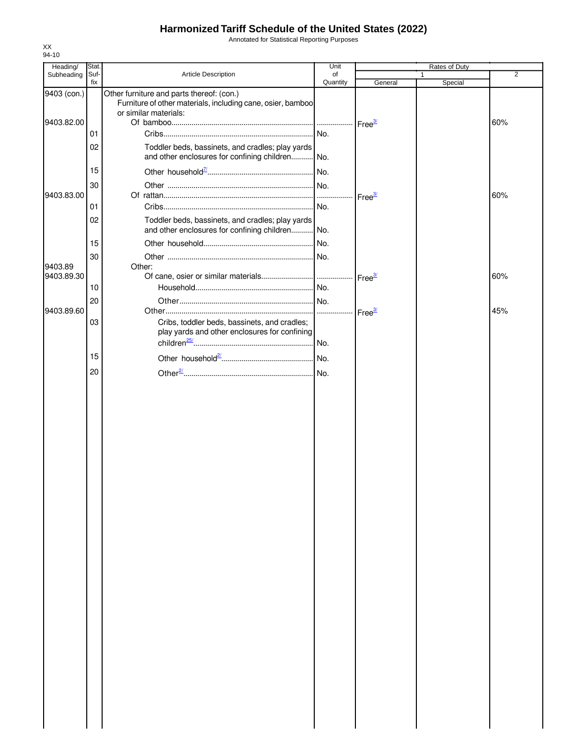# Harmonized Tariff Schedule of the United States (2022)

Annotated for Statistical Reporting Purposes

XX
94-10

| Heading/ Subheading | Stat. Suf- fix | Article Description | Unit of Quantity | Rates of Duty 1 General | Special | 2 |
|---|---|---|---|---|---|---|
| 9403 (con.) | | Other furniture and parts thereof: (con.) | | | | |
| | | Furniture of other materials, including cane, osier, bamboo or similar materials: | | | | |
| 9403.82.00 | | Of bamboo | | Free[3/] | | 60% |
| | 01 | Cribs | No. | | | |
| | 02 | Toddler beds, bassinets, and cradles; play yards and other enclosures for confining children | No. | | | |
| | 15 | Other household[7/] | No. | | | |
| | 30 | Other | No. | | | |
| 9403.83.00 | | Of rattan | | Free[3/] | | 60% |
| | 01 | Cribs | No. | | | |
| | 02 | Toddler beds, bassinets, and cradles; play yards and other enclosures for confining children | No. | | | |
| | 15 | Other household | No. | | | |
| | 30 | Other | No. | | | |
| 9403.89 | | Other: | | | | |
| 9403.89.30 | | Of cane, osier or similar materials | | Free[3/] | | 60% |
| | 10 | Household | No. | | | |
| | 20 | Other | No. | | | |
| 9403.89.60 | | Other | | Free[3/] | | 45% |
| | 03 | Cribs, toddler beds, bassinets, and cradles; play yards and other enclosures for confining children[25/] | No. | | | |
| | 15 | Other household[2/] | No. | | | |
| | 20 | Other[2/] | No. | | | |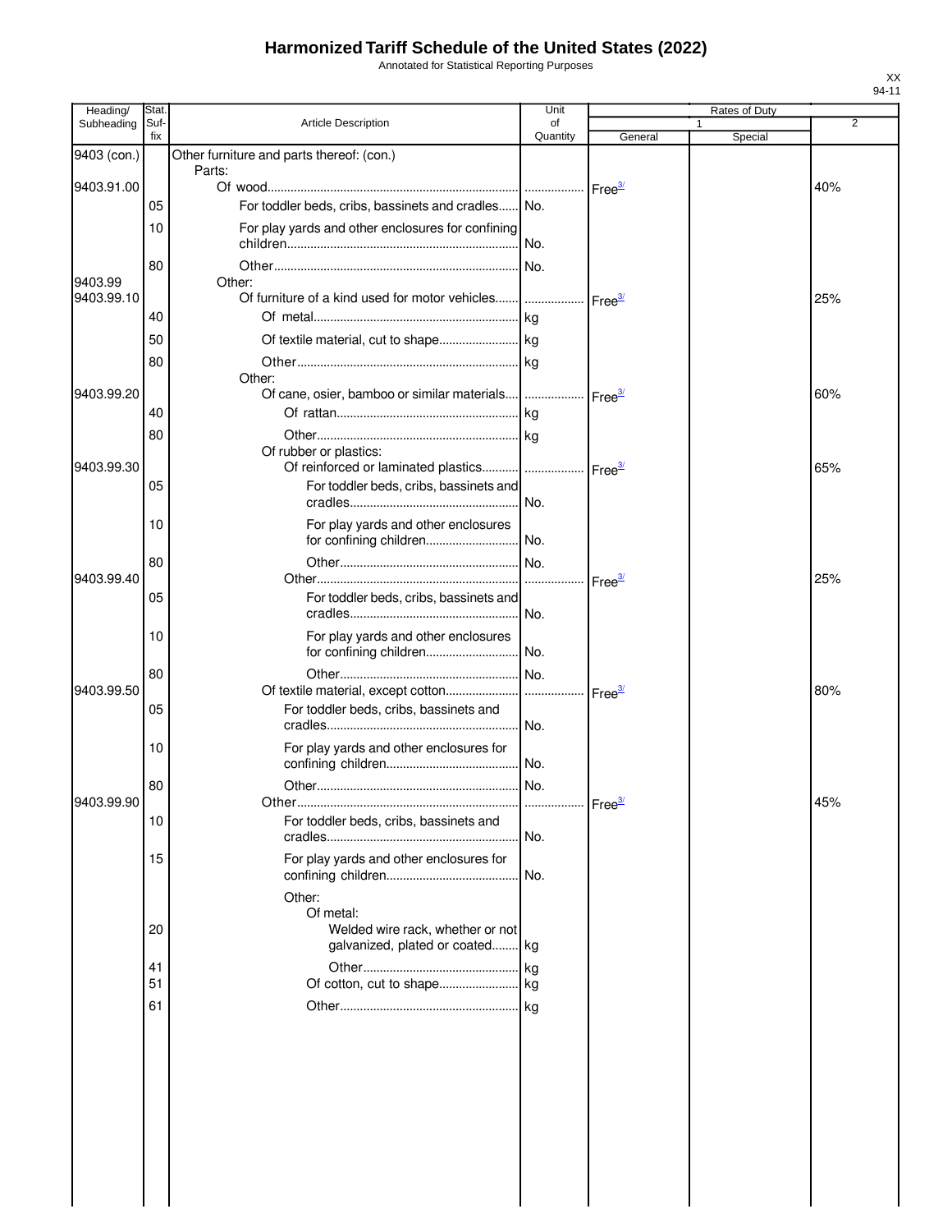# Harmonized Tariff Schedule of the United States (2022)

Annotated for Statistical Reporting Purposes

| Heading/ Subheading | Stat. Suf- fix | Article Description | Unit of Quantity | Rates of Duty 1 General | Special | 2 |
|---|---|---|---|---|---|---|
| 9403 (con.) | | Other furniture and parts thereof: (con.) | | | | |
| | | Parts: | | | | |
| 9403.91.00 | | Of wood | | Free[3/] | | 40% |
| | 05 | For toddler beds, cribs, bassinets and cradles | No. | | | |
| | 10 | For play yards and other enclosures for confining children | No. | | | |
| | 80 | Other | No. | | | |
| 9403.99 | | Other: | | | | |
| 9403.99.10 | | Of furniture of a kind used for motor vehicles | | Free[3/] | | 25% |
| | 40 | Of metal | kg | | | |
| | 50 | Of textile material, cut to shape | kg | | | |
| | 80 | Other | kg | | | |
| | | Other: | | | | |
| 9403.99.20 | | Of cane, osier, bamboo or similar materials | | Free[3/] | | 60% |
| | 40 | Of rattan | kg | | | |
| | 80 | Other | kg | | | |
| | | Of rubber or plastics: | | | | |
| 9403.99.30 | | Of reinforced or laminated plastics | | Free[3/] | | 65% |
| | 05 | For toddler beds, cribs, bassinets and cradles | No. | | | |
| | 10 | For play yards and other enclosures for confining children | No. | | | |
| | 80 | Other | No. | | | |
| 9403.99.40 | | Other | | Free[3/] | | 25% |
| | 05 | For toddler beds, cribs, bassinets and cradles | No. | | | |
| | 10 | For play yards and other enclosures for confining children | No. | | | |
| | 80 | Other | No. | | | |
| 9403.99.50 | | Of textile material, except cotton | | Free[3/] | | 80% |
| | 05 | For toddler beds, cribs, bassinets and cradles | No. | | | |
| | 10 | For play yards and other enclosures for confining children | No. | | | |
| | 80 | Other | No. | | | |
| 9403.99.90 | | Other | | Free[3/] | | 45% |
| | 10 | For toddler beds, cribs, bassinets and cradles | No. | | | |
| | 15 | For play yards and other enclosures for confining children | No. | | | |
| | | Other: | | | | |
| | | Of metal: | | | | |
| | 20 | Welded wire rack, whether or not galvanized, plated or coated | kg | | | |
| | 41 | Other | kg | | | |
| | 51 | Of cotton, cut to shape | kg | | | |
| | 61 | Other | kg | | | |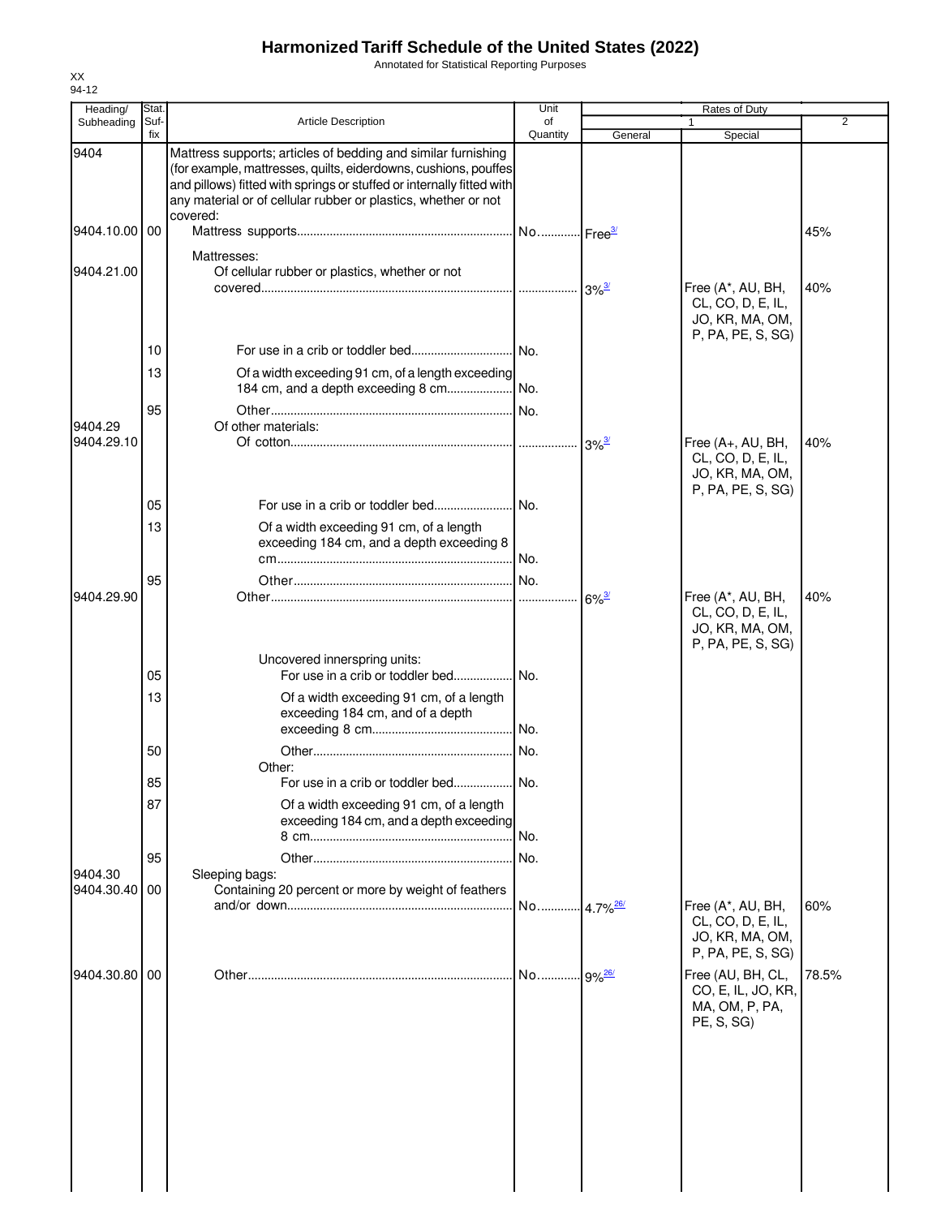# Harmonized Tariff Schedule of the United States (2022)

Annotated for Statistical Reporting Purposes

XX
94-12

| Heading/ Subheading | Stat. Suf- fix | Article Description | Unit of Quantity | Rates of Duty 1 General | Special | 2 |
|---|---|---|---|---|---|---|
| 9404 | | Mattress supports; articles of bedding and similar furnishing (for example, mattresses, quilts, eiderdowns, cushions, pouffes and pillows) fitted with springs or stuffed or internally fitted with any material or of cellular rubber or plastics, whether or not covered: | | | | |
| 9404.10.00 | 00 | Mattress supports | No. | Free[3/] | | 45% |
| | | Mattresses: | | | | |
| 9404.21.00 | | Of cellular rubber or plastics, whether or not covered | | 3%[3/] | Free (A*, AU, BH, CL, CO, D, E, IL, JO, KR, MA, OM, P, PA, PE, S, SG) | 40% |
| | 10 | For use in a crib or toddler bed | No. | | | |
| | 13 | Of a width exceeding 91 cm, of a length exceeding 184 cm, and a depth exceeding 8 cm | No. | | | |
| | 95 | Other | No. | | | |
| 9404.29 | | Of other materials: | | | | |
| 9404.29.10 | | Of cotton | | 3%[3/] | Free (A+, AU, BH, CL, CO, D, E, IL, JO, KR, MA, OM, P, PA, PE, S, SG) | 40% |
| | 05 | For use in a crib or toddler bed | No. | | | |
| | 13 | Of a width exceeding 91 cm, of a length exceeding 184 cm, and a depth exceeding 8 cm | No. | | | |
| | 95 | Other | No. | | | |
| 9404.29.90 | | Other | | 6%[3/] | Free (A*, AU, BH, CL, CO, D, E, IL, JO, KR, MA, OM, P, PA, PE, S, SG) | 40% |
| | | Uncovered innerspring units: | | | | |
| | 05 | For use in a crib or toddler bed | No. | | | |
| | 13 | Of a width exceeding 91 cm, of a length exceeding 184 cm, and of a depth exceeding 8 cm | No. | | | |
| | 50 | Other | No. | | | |
| | | Other: | | | | |
| | 85 | For use in a crib or toddler bed | No. | | | |
| | 87 | Of a width exceeding 91 cm, of a length exceeding 184 cm, and a depth exceeding 8 cm | No. | | | |
| | 95 | Other | No. | | | |
| 9404.30 | | Sleeping bags: | | | | |
| 9404.30.40 | 00 | Containing 20 percent or more by weight of feathers and/or down | No. | 4.7%[26/] | Free (A*, AU, BH, CL, CO, D, E, IL, JO, KR, MA, OM, P, PA, PE, S, SG) | 60% |
| 9404.30.80 | 00 | Other | No. | 9%[26/] | Free (AU, BH, CL, CO, E, IL, JO, KR, MA, OM, P, PA, PE, S, SG) | 78.5% |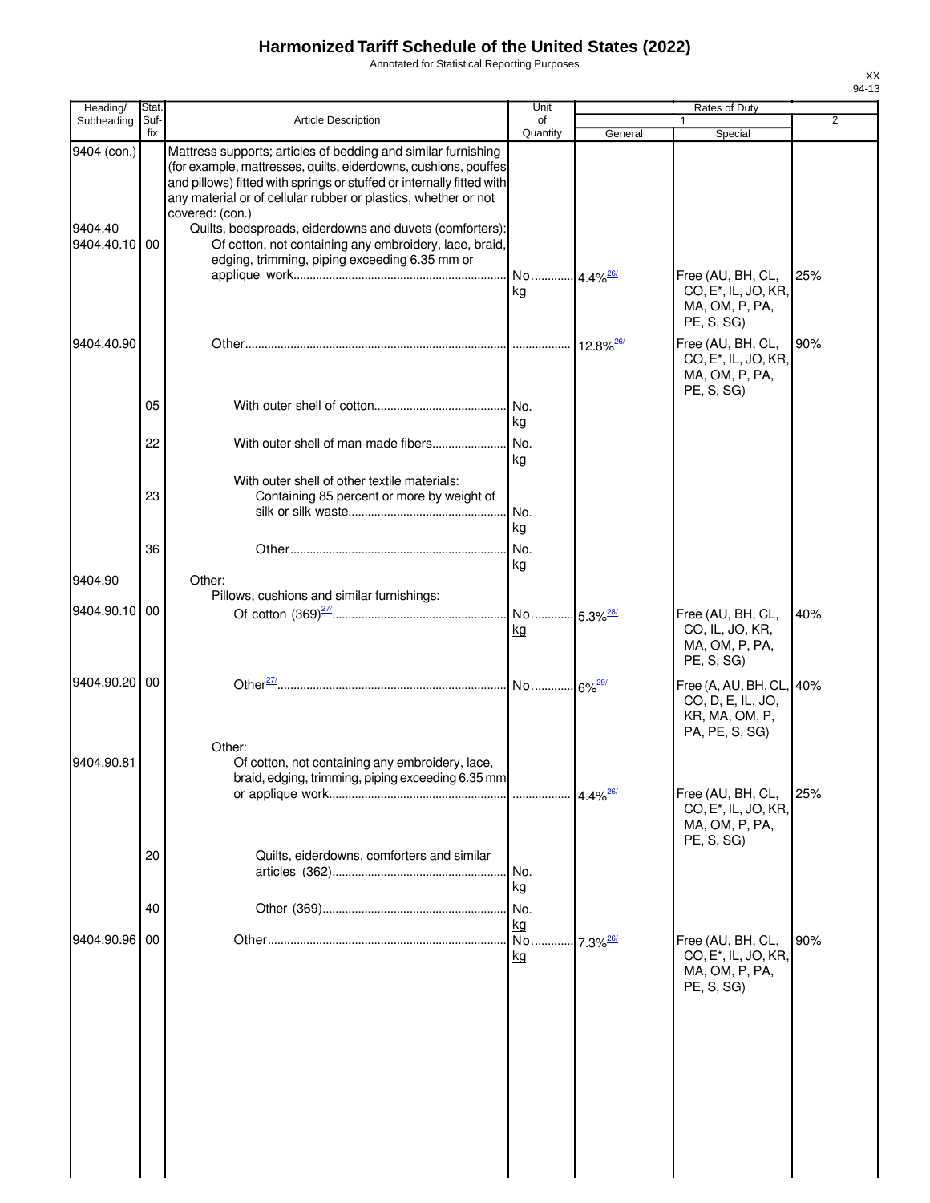# Harmonized Tariff Schedule of the United States (2022)

Annotated for Statistical Reporting Purposes

| Heading/ Subheading | Stat. Suf- fix | Article Description | Unit of Quantity | Rates of Duty 1 General | Rates of Duty 1 Special | Rates of Duty 2 |
|---|---|---|---|---|---|---|
| 9404 (con.) | | Mattress supports; articles of bedding and similar furnishing (for example, mattresses, quilts, eiderdowns, cushions, pouffes and pillows) fitted with springs or stuffed or internally fitted with any material or of cellular rubber or plastics, whether or not covered: (con.) | | | | |
| 9404.40 | | Quilts, bedspreads, eiderdowns and duvets (comforters): | | | | |
| 9404.40.10 | 00 | Of cotton, not containing any embroidery, lace, braid, edging, trimming, piping exceeding 6.35 mm or applique work | No. kg | 4.4%[26/] | Free (AU, BH, CL, CO, E*, IL, JO, KR, MA, OM, P, PA, PE, S, SG) | 25% |
| 9404.40.90 | | Other | | 12.8%[26/] | Free (AU, BH, CL, CO, E*, IL, JO, KR, MA, OM, P, PA, PE, S, SG) | 90% |
| | 05 | With outer shell of cotton | No. kg | | | |
| | 22 | With outer shell of man-made fibers | No. kg | | | |
| | | With outer shell of other textile materials: | | | | |
| | 23 | Containing 85 percent or more by weight of silk or silk waste | No. kg | | | |
| | 36 | Other | No. kg | | | |
| 9404.90 | | Other: | | | | |
| | | Pillows, cushions and similar furnishings: | | | | |
| 9404.90.10 | 00 | Of cotton (369)[27/] | No. kg | 5.3%[28/] | Free (AU, BH, CL, CO, IL, JO, KR, MA, OM, P, PA, PE, S, SG) | 40% |
| 9404.90.20 | 00 | Other[27/] | No. | 6%[29/] | Free (A, AU, BH, CL, CO, D, E, IL, JO, KR, MA, OM, P, PA, PE, S, SG) | 40% |
| | | Other: | | | | |
| 9404.90.81 | | Of cotton, not containing any embroidery, lace, braid, edging, trimming, piping exceeding 6.35 mm or applique work | | 4.4%[26/] | Free (AU, BH, CL, CO, E*, IL, JO, KR, MA, OM, P, PA, PE, S, SG) | 25% |
| | 20 | Quilts, eiderdowns, comforters and similar articles (362) | No. kg | | | |
| | 40 | Other (369) | No. kg | | | |
| 9404.90.96 | 00 | Other | No. kg | 7.3%[26/] | Free (AU, BH, CL, CO, E*, IL, JO, KR, MA, OM, P, PA, PE, S, SG) | 90% |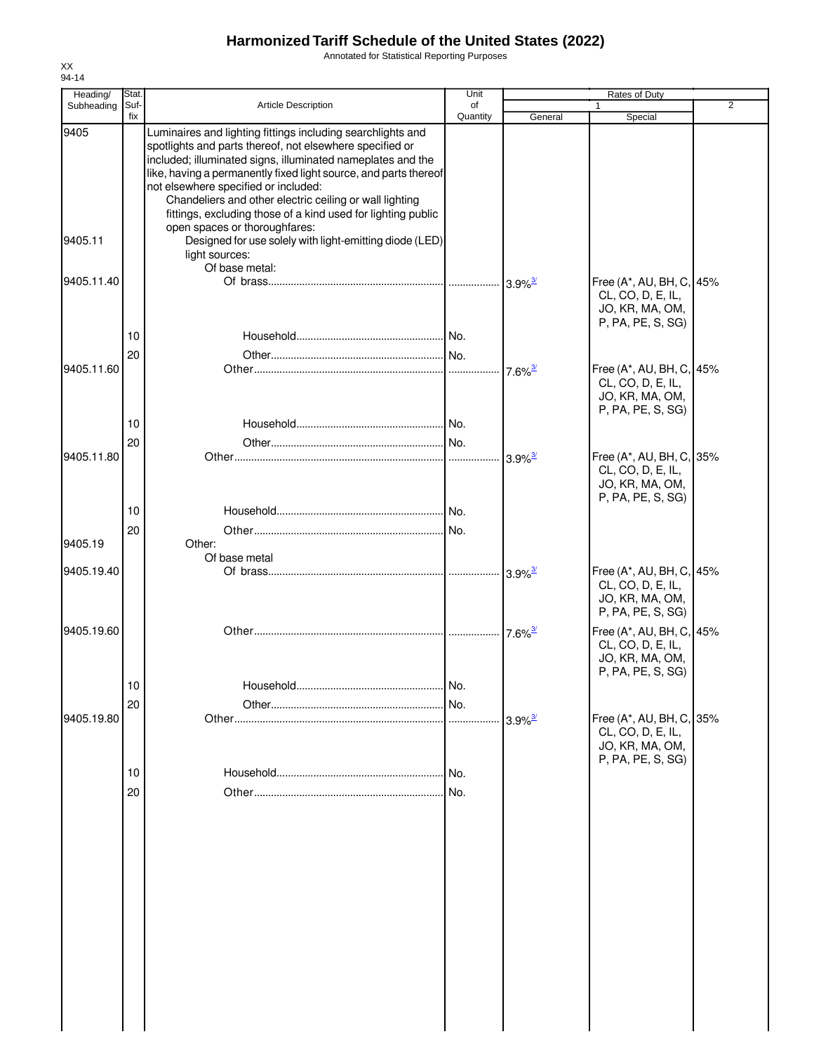# Harmonized Tariff Schedule of the United States (2022)

Annotated for Statistical Reporting Purposes

XX
94-14

| Heading/ Subheading | Stat. Suf- fix | Article Description | Unit of Quantity | Rates of Duty 1 General | Special | 2 |
|---|---|---|---|---|---|---|
| 9405 | | Luminaires and lighting fittings including searchlights and spotlights and parts thereof, not elsewhere specified or included; illuminated signs, illuminated nameplates and the like, having a permanently fixed light source, and parts thereof not elsewhere specified or included: | | | | |
| | | Chandeliers and other electric ceiling or wall lighting fittings, excluding those of a kind used for lighting public open spaces or thoroughfares: | | | | |
| 9405.11 | | Designed for use solely with light-emitting diode (LED) light sources: | | | | |
| | | Of base metal: | | | | |
| 9405.11.40 | | Of brass | | 3.9%[3/] | Free (A*, AU, BH, C, CL, CO, D, E, IL, JO, KR, MA, OM, P, PA, PE, S, SG) | 45% |
| | 10 | Household | No. | | | |
| | 20 | Other | No. | | | |
| 9405.11.60 | | Other | | 7.6%[3/] | Free (A*, AU, BH, C, CL, CO, D, E, IL, JO, KR, MA, OM, P, PA, PE, S, SG) | 45% |
| | 10 | Household | No. | | | |
| | 20 | Other | No. | | | |
| 9405.11.80 | | Other | | 3.9%[3/] | Free (A*, AU, BH, C, CL, CO, D, E, IL, JO, KR, MA, OM, P, PA, PE, S, SG) | 35% |
| | 10 | Household | No. | | | |
| | 20 | Other | No. | | | |
| 9405.19 | | Other: | | | | |
| | | Of base metal | | | | |
| 9405.19.40 | | Of brass | | 3.9%[3/] | Free (A*, AU, BH, C, CL, CO, D, E, IL, JO, KR, MA, OM, P, PA, PE, S, SG) | 45% |
| 9405.19.60 | | Other | | 7.6%[3/] | Free (A*, AU, BH, C, CL, CO, D, E, IL, JO, KR, MA, OM, P, PA, PE, S, SG) | 45% |
| | 10 | Household | No. | | | |
| | 20 | Other | No. | | | |
| 9405.19.80 | | Other | | 3.9%[3/] | Free (A*, AU, BH, C, CL, CO, D, E, IL, JO, KR, MA, OM, P, PA, PE, S, SG) | 35% |
| | 10 | Household | No. | | | |
| | 20 | Other | No. | | | |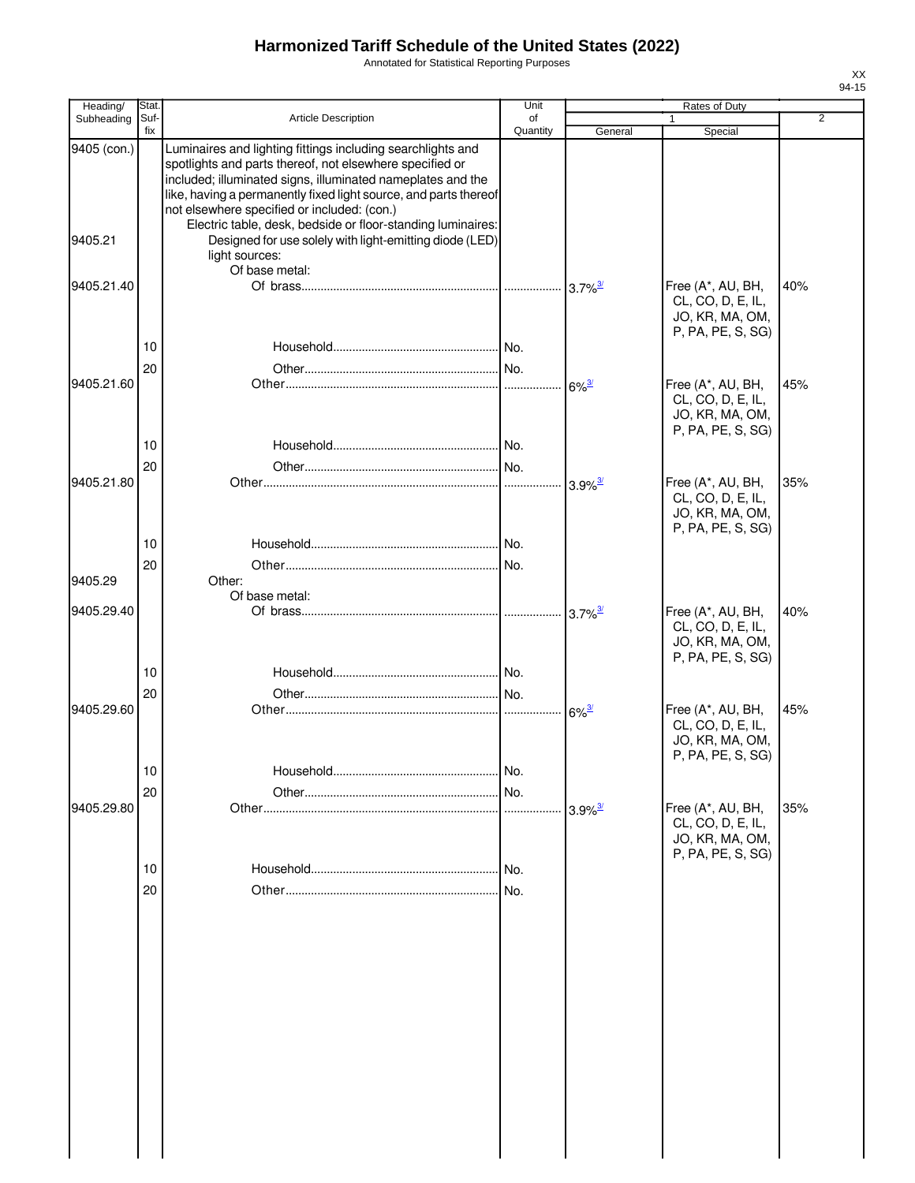# Harmonized Tariff Schedule of the United States (2022)

Annotated for Statistical Reporting Purposes

| Heading/ Subheading | Stat. Suf- fix | Article Description | Unit of Quantity | Rates of Duty 1 General | Rates of Duty 1 Special | Rates of Duty 2 |
|---|---|---|---|---|---|---|
| 9405 (con.) | | Luminaires and lighting fittings including searchlights and spotlights and parts thereof, not elsewhere specified or included; illuminated signs, illuminated nameplates and the like, having a permanently fixed light source, and parts thereof not elsewhere specified or included: (con.) | | | | |
| | | Electric table, desk, bedside or floor-standing luminaires: | | | | |
| 9405.21 | | Designed for use solely with light-emitting diode (LED) light sources: | | | | |
| | | Of base metal: | | | | |
| 9405.21.40 | | Of brass | | 3.7%[3/] | Free (A*, AU, BH, CL, CO, D, E, IL, JO, KR, MA, OM, P, PA, PE, S, SG) | 40% |
| | 10 | Household | No. | | | |
| | 20 | Other | No. | | | |
| 9405.21.60 | | Other | | 6%[3/] | Free (A*, AU, BH, CL, CO, D, E, IL, JO, KR, MA, OM, P, PA, PE, S, SG) | 45% |
| | 10 | Household | No. | | | |
| | 20 | Other | No. | | | |
| 9405.21.80 | | Other | | 3.9%[3/] | Free (A*, AU, BH, CL, CO, D, E, IL, JO, KR, MA, OM, P, PA, PE, S, SG) | 35% |
| | 10 | Household | No. | | | |
| | 20 | Other | No. | | | |
| 9405.29 | | Other: | | | | |
| | | Of base metal: | | | | |
| 9405.29.40 | | Of brass | | 3.7%[3/] | Free (A*, AU, BH, CL, CO, D, E, IL, JO, KR, MA, OM, P, PA, PE, S, SG) | 40% |
| | 10 | Household | No. | | | |
| | 20 | Other | No. | | | |
| 9405.29.60 | | Other | | 6%[3/] | Free (A*, AU, BH, CL, CO, D, E, IL, JO, KR, MA, OM, P, PA, PE, S, SG) | 45% |
| | 10 | Household | No. | | | |
| | 20 | Other | No. | | | |
| 9405.29.80 | | Other | | 3.9%[3/] | Free (A*, AU, BH, CL, CO, D, E, IL, JO, KR, MA, OM, P, PA, PE, S, SG) | 35% |
| | 10 | Household | No. | | | |
| | 20 | Other | No. | | | |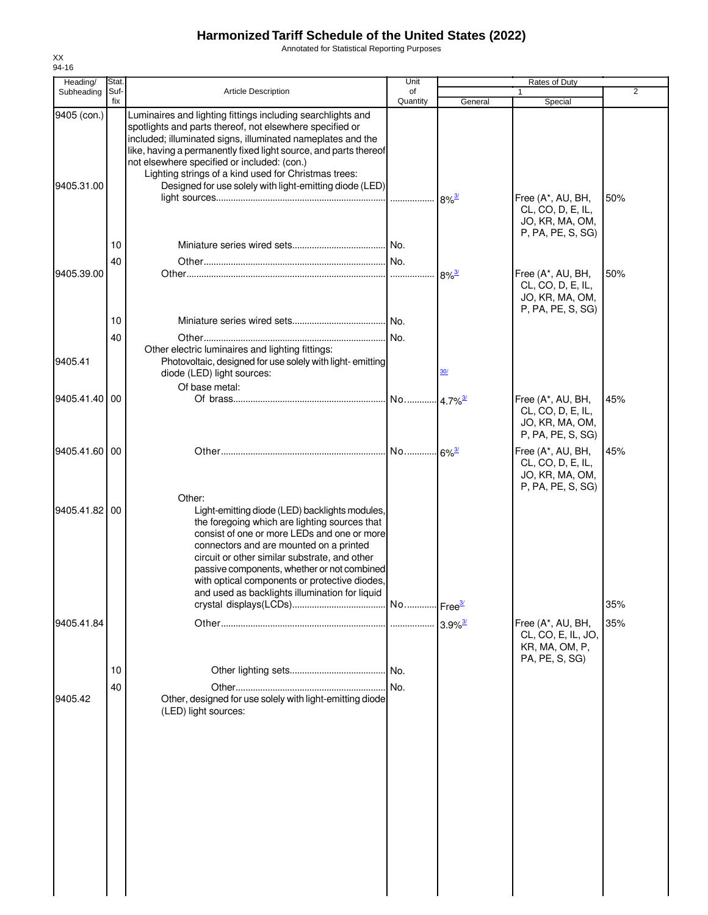# Harmonized Tariff Schedule of the United States (2022)

Annotated for Statistical Reporting Purposes

XX
94-16

| Heading/ Subheading | Stat. Suf- fix | Article Description | Unit of Quantity | Rates of Duty 1 General | Special | 2 |
|---|---|---|---|---|---|---|
| 9405 (con.) | | Luminaires and lighting fittings including searchlights and spotlights and parts thereof, not elsewhere specified or included; illuminated signs, illuminated nameplates and the like, having a permanently fixed light source, and parts thereof not elsewhere specified or included: (con.) | | | | |
| | | Lighting strings of a kind used for Christmas trees: | | | | |
| 9405.31.00 | | Designed for use solely with light-emitting diode (LED) light sources | | 8%[3/] | Free (A*, AU, BH, CL, CO, D, E, IL, JO, KR, MA, OM, P, PA, PE, S, SG) | 50% |
| | 10 | Miniature series wired sets | No. | | | |
| | 40 | Other | No. | | | |
| 9405.39.00 | | Other | | 8%[3/] | Free (A*, AU, BH, CL, CO, D, E, IL, JO, KR, MA, OM, P, PA, PE, S, SG) | 50% |
| | 10 | Miniature series wired sets | No. | | | |
| | 40 | Other | No. | | | |
| | | Other electric luminaires and lighting fittings: | | | | |
| 9405.41 | | Photovoltaic, designed for use solely with light- emitting diode (LED) light sources: | | [30/] | | |
| | | Of base metal: | | | | |
| 9405.41.40 | 00 | Of brass | No. | 4.7%[3/] | Free (A*, AU, BH, CL, CO, D, E, IL, JO, KR, MA, OM, P, PA, PE, S, SG) | 45% |
| 9405.41.60 | 00 | Other | No. | 6%[3/] | Free (A*, AU, BH, CL, CO, D, E, IL, JO, KR, MA, OM, P, PA, PE, S, SG) | 45% |
| | | Other: | | | | |
| 9405.41.82 | 00 | Light-emitting diode (LED) backlights modules, the foregoing which are lighting sources that consist of one or more LEDs and one or more connectors and are mounted on a printed circuit or other similar substrate, and other passive components, whether or not combined with optical components or protective diodes, and used as backlights illumination for liquid crystal displays(LCDs) | No. | Free[3/] | | 35% |
| 9405.41.84 | | Other | | 3.9%[3/] | Free (A*, AU, BH, CL, CO, E, IL, JO, KR, MA, OM, P, PA, PE, S, SG) | 35% |
| | 10 | Other lighting sets | No. | | | |
| | 40 | Other | No. | | | |
| 9405.42 | | Other, designed for use solely with light-emitting diode (LED) light sources: | | | | |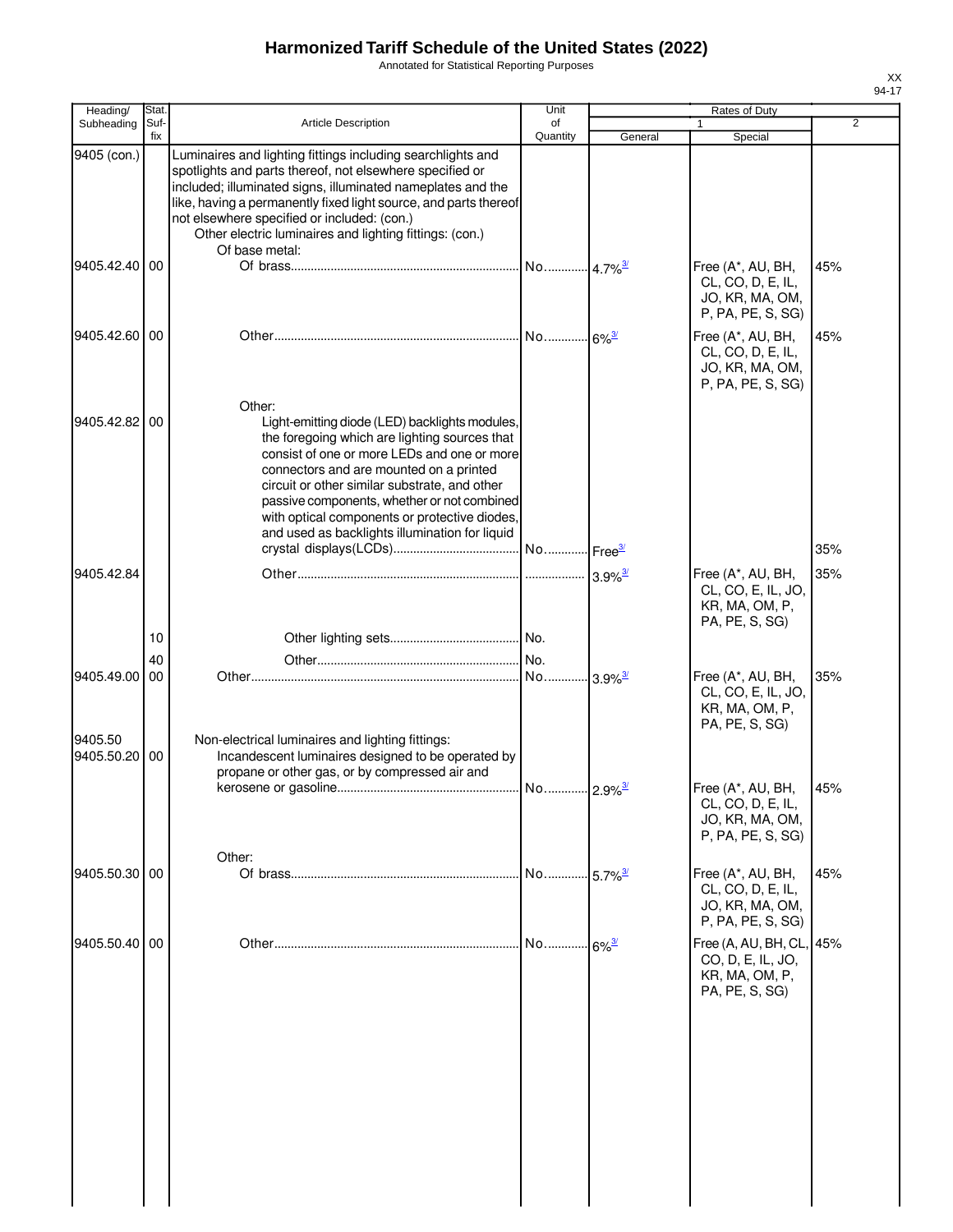# Harmonized Tariff Schedule of the United States (2022)

Annotated for Statistical Reporting Purposes

XX
94-17

| Heading/ Subheading | Stat. Suf- fix | Article Description | Unit of Quantity | Rates of Duty 1 General | Special | 2 |
|---|---|---|---|---|---|---|
| 9405 (con.) | | Luminaires and lighting fittings including searchlights and spotlights and parts thereof, not elsewhere specified or included; illuminated signs, illuminated nameplates and the like, having a permanently fixed light source, and parts thereof not elsewhere specified or included: (con.) | | | | |
| | | Other electric luminaires and lighting fittings: (con.) | | | | |
| | | Of base metal: | | | | |
| 9405.42.40 | 00 | Of brass | No. | 4.7% [3/] | Free (A*, AU, BH, CL, CO, D, E, IL, JO, KR, MA, OM, P, PA, PE, S, SG) | 45% |
| 9405.42.60 | 00 | Other | No. | 6% [3/] | Free (A*, AU, BH, CL, CO, D, E, IL, JO, KR, MA, OM, P, PA, PE, S, SG) | 45% |
| | | Other: | | | | |
| 9405.42.82 | 00 | Light-emitting diode (LED) backlights modules, the foregoing which are lighting sources that consist of one or more LEDs and one or more connectors and are mounted on a printed circuit or other similar substrate, and other passive components, whether or not combined with optical components or protective diodes, and used as backlights illumination for liquid crystal displays(LCDs) | No. | Free [3/] | | 35% |
| 9405.42.84 | | Other | | 3.9% [3/] | Free (A*, AU, BH, CL, CO, E, IL, JO, KR, MA, OM, P, PA, PE, S, SG) | 35% |
| | 10 | Other lighting sets | No. | | | |
| | 40 | Other | No. | | | |
| 9405.49.00 | 00 | Other | No. | 3.9% [3/] | Free (A*, AU, BH, CL, CO, E, IL, JO, KR, MA, OM, P, PA, PE, S, SG) | 35% |
| 9405.50 | | Non-electrical luminaires and lighting fittings: | | | | |
| 9405.50.20 | 00 | Incandescent luminaires designed to be operated by propane or other gas, or by compressed air and kerosene or gasoline | No. | 2.9% [3/] | Free (A*, AU, BH, CL, CO, D, E, IL, JO, KR, MA, OM, P, PA, PE, S, SG) | 45% |
| | | Other: | | | | |
| 9405.50.30 | 00 | Of brass | No. | 5.7% [3/] | Free (A*, AU, BH, CL, CO, D, E, IL, JO, KR, MA, OM, P, PA, PE, S, SG) | 45% |
| 9405.50.40 | 00 | Other | No. | 6% [3/] | Free (A, AU, BH, CL, CO, D, E, IL, JO, KR, MA, OM, P, PA, PE, S, SG) | 45% |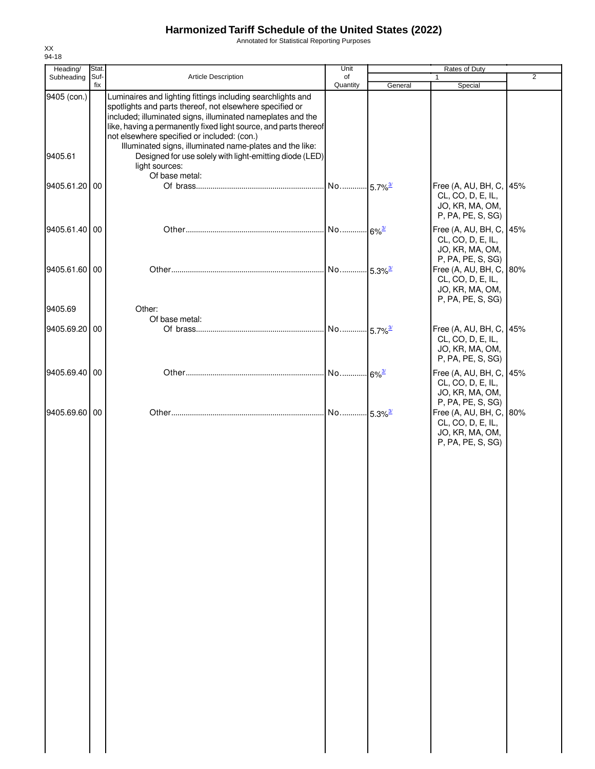# Harmonized Tariff Schedule of the United States (2022)

Annotated for Statistical Reporting Purposes

XX
94-18

| Heading/ Subheading | Stat. Suf- fix | Article Description | Unit of Quantity | Rates of Duty 1 General | Special | 2 |
|---|---|---|---|---|---|---|
| 9405 (con.) | | Luminaires and lighting fittings including searchlights and spotlights and parts thereof, not elsewhere specified or included; illuminated signs, illuminated nameplates and the like, having a permanently fixed light source, and parts thereof not elsewhere specified or included: (con.) | | | | |
| | | Illuminated signs, illuminated name-plates and the like: | | | | |
| 9405.61 | | Designed for use solely with light-emitting diode (LED) light sources: | | | | |
| | | Of base metal: | | | | |
| 9405.61.20 | 00 | Of brass | No. | 5.7%[3/] | Free (A, AU, BH, C, CL, CO, D, E, IL, JO, KR, MA, OM, P, PA, PE, S, SG) | 45% |
| 9405.61.40 | 00 | Other | No. | 6%[3/] | Free (A, AU, BH, C, CL, CO, D, E, IL, JO, KR, MA, OM, P, PA, PE, S, SG) | 45% |
| 9405.61.60 | 00 | Other | No. | 5.3%[3/] | Free (A, AU, BH, C, CL, CO, D, E, IL, JO, KR, MA, OM, P, PA, PE, S, SG) | 80% |
| 9405.69 | | Other: | | | | |
| | | Of base metal: | | | | |
| 9405.69.20 | 00 | Of brass | No. | 5.7%[3/] | Free (A, AU, BH, C, CL, CO, D, E, IL, JO, KR, MA, OM, P, PA, PE, S, SG) | 45% |
| 9405.69.40 | 00 | Other | No. | 6%[3/] | Free (A, AU, BH, C, CL, CO, D, E, IL, JO, KR, MA, OM, P, PA, PE, S, SG) | 45% |
| 9405.69.60 | 00 | Other | No. | 5.3%[3/] | Free (A, AU, BH, C, CL, CO, D, E, IL, JO, KR, MA, OM, P, PA, PE, S, SG) | 80% |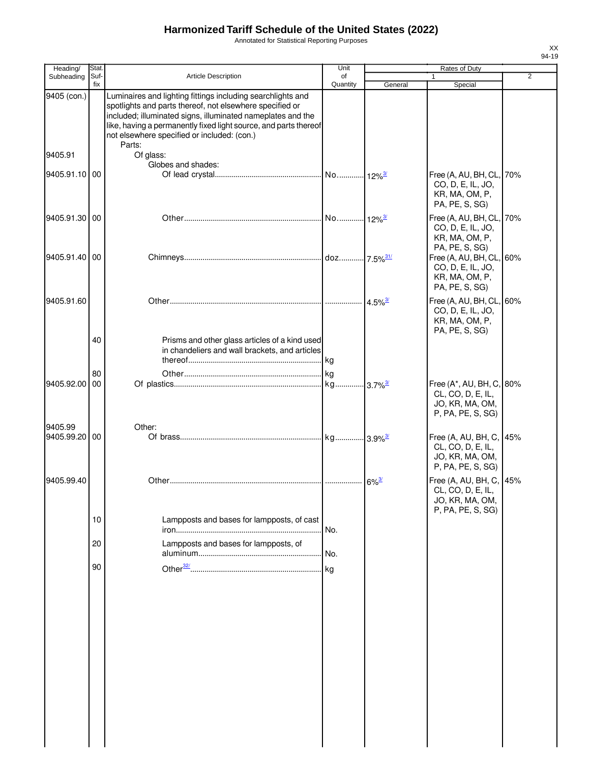# Harmonized Tariff Schedule of the United States (2022)

Annotated for Statistical Reporting Purposes

| Heading/ Subheading | Stat. Suf- fix | Article Description | Unit of Quantity | Rates of Duty | | |
|---|---|---|---|---|---|---|
| | | | | 1 | | 2 |
| | | | | General | Special | |
| 9405 (con.) | | Luminaires and lighting fittings including searchlights and spotlights and parts thereof, not elsewhere specified or included; illuminated signs, illuminated nameplates and the like, having a permanently fixed light source, and parts thereof not elsewhere specified or included: (con.) | | | | |
| | | Parts: | | | | |
| 9405.91 | | Of glass: | | | | |
| | | Globes and shades: | | | | |
| 9405.91.10 | 00 | Of lead crystal | No. | 12%[3/] | Free (A, AU, BH, CL, CO, D, E, IL, JO, KR, MA, OM, P, PA, PE, S, SG) | 70% |
| 9405.91.30 | 00 | Other | No. | 12%[3/] | Free (A, AU, BH, CL, CO, D, E, IL, JO, KR, MA, OM, P, PA, PE, S, SG) | 70% |
| 9405.91.40 | 00 | Chimneys | doz. | 7.5%[31/] | Free (A, AU, BH, CL, CO, D, E, IL, JO, KR, MA, OM, P, PA, PE, S, SG) | 60% |
| 9405.91.60 | | Other | | 4.5%[3/] | Free (A, AU, BH, CL, CO, D, E, IL, JO, KR, MA, OM, P, PA, PE, S, SG) | 60% |
| | 40 | Prisms and other glass articles of a kind used in chandeliers and wall brackets, and articles thereof | kg | | | |
| | 80 | Other | kg | | | |
| 9405.92.00 | 00 | Of plastics | kg | 3.7%[3/] | Free (A*, AU, BH, C, CL, CO, D, E, IL, JO, KR, MA, OM, P, PA, PE, S, SG) | 80% |
| 9405.99 | | Other: | | | | |
| 9405.99.20 | 00 | Of brass | kg | 3.9%[3/] | Free (A, AU, BH, C, CL, CO, D, E, IL, JO, KR, MA, OM, P, PA, PE, S, SG) | 45% |
| 9405.99.40 | | Other | | 6%[3/] | Free (A, AU, BH, C, CL, CO, D, E, IL, JO, KR, MA, OM, P, PA, PE, S, SG) | 45% |
| | 10 | Lampposts and bases for lampposts, of cast iron | No. | | | |
| | 20 | Lampposts and bases for lampposts, of aluminum | No. | | | |
| | 90 | Other[32/] | kg | | | |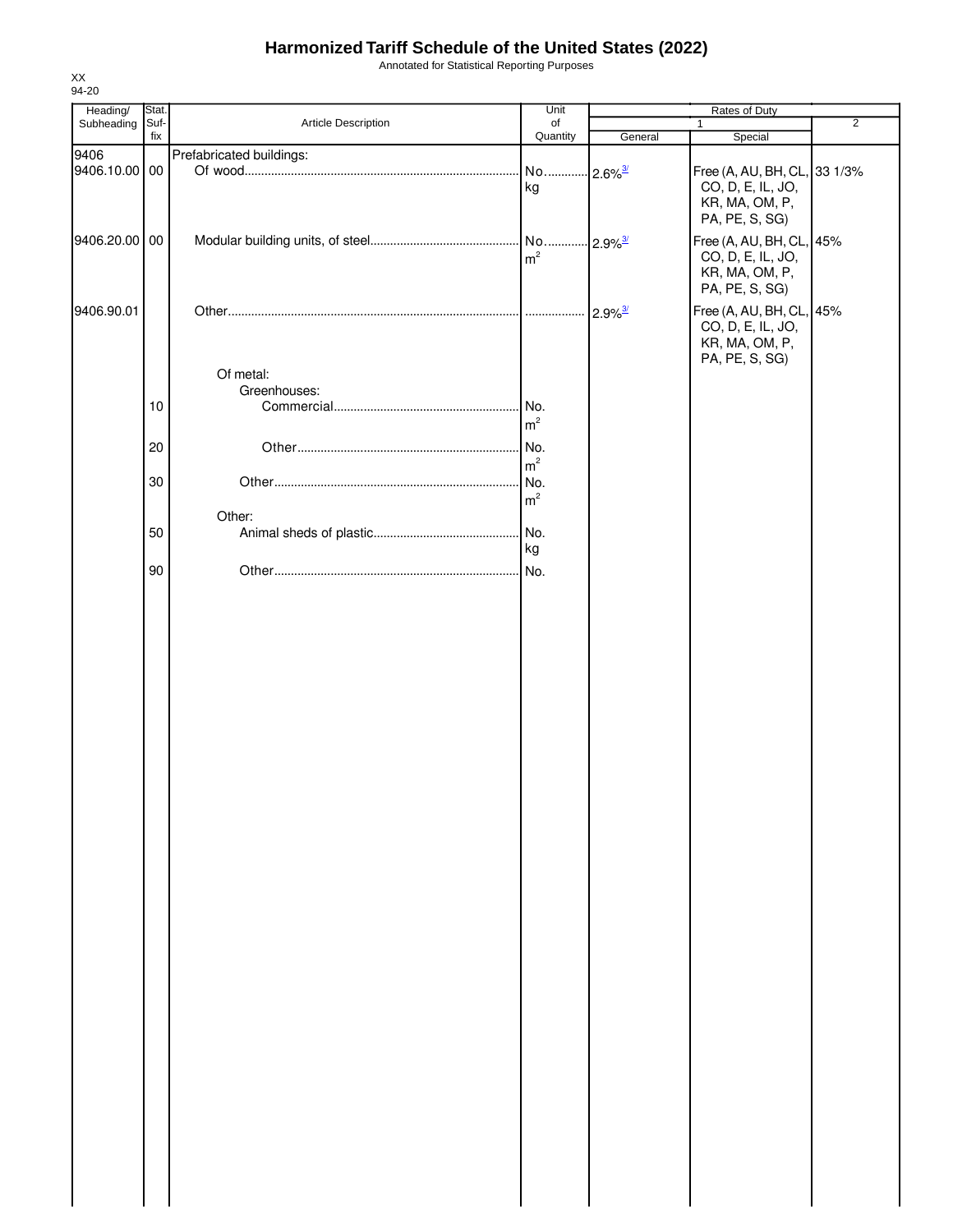# Harmonized Tariff Schedule of the United States (2022)

Annotated for Statistical Reporting Purposes

XX
94-20

| Heading/ Subheading | Stat. Suf- fix | Article Description | Unit of Quantity | Rates of Duty 1 General | Special | 2 |
|---|---|---|---|---|---|---|
| 9406 | | Prefabricated buildings: | | | | |
| 9406.10.00 | 00 | Of wood | No. kg | 2.6%[3/] | Free (A, AU, BH, CL, CO, D, E, IL, JO, KR, MA, OM, P, PA, PE, S, SG) | 33 1/3% |
| 9406.20.00 | 00 | Modular building units, of steel | No. $m^2$ | 2.9%[3/] | Free (A, AU, BH, CL, CO, D, E, IL, JO, KR, MA, OM, P, PA, PE, S, SG) | 45% |
| 9406.90.01 | | Other | | 2.9%[3/] | Free (A, AU, BH, CL, CO, D, E, IL, JO, KR, MA, OM, P, PA, PE, S, SG) | 45% |
| | | Of metal: | | | | |
| | | Greenhouses: | | | | |
| | 10 | Commercial | No. $m^2$ | | | |
| | 20 | Other | No. $m^2$ | | | |
| | 30 | Other | No. $m^2$ | | | |
| | | Other: | | | | |
| | 50 | Animal sheds of plastic | No. kg | | | |
| | 90 | Other | No. | | | |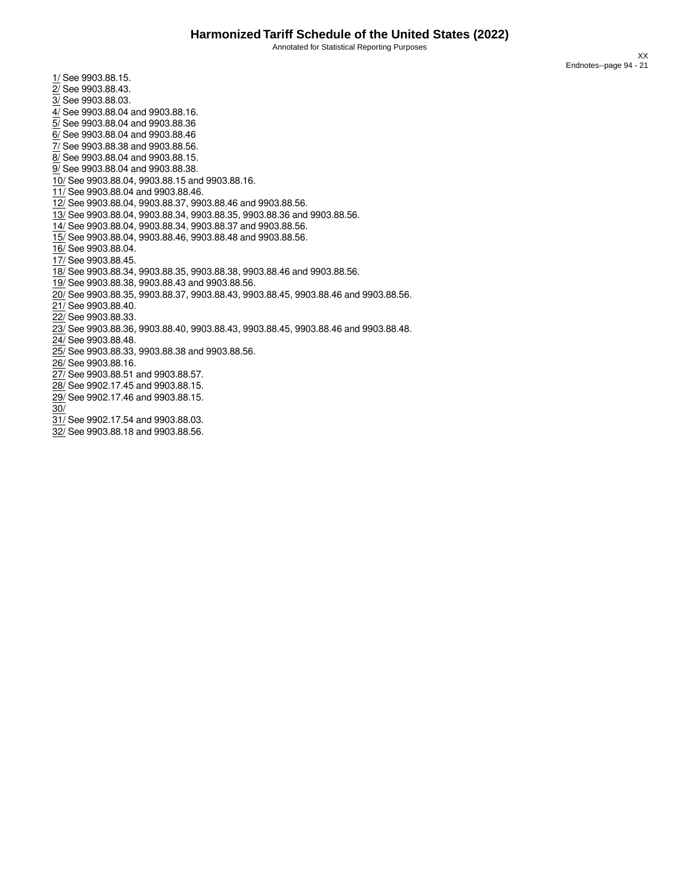1/ See 9903.88.15.
2/ See 9903.88.43.
3/ See 9903.88.03.
4/ See 9903.88.04 and 9903.88.16.
5/ See 9903.88.04 and 9903.88.36
6/ See 9903.88.04 and 9903.88.46
7/ See 9903.88.38 and 9903.88.56.
8/ See 9903.88.04 and 9903.88.15.
9/ See 9903.88.04 and 9903.88.38.
10/ See 9903.88.04, 9903.88.15 and 9903.88.16.
11/ See 9903.88.04 and 9903.88.46.
12/ See 9903.88.04, 9903.88.37, 9903.88.46 and 9903.88.56.
13/ See 9903.88.04, 9903.88.34, 9903.88.35, 9903.88.36 and 9903.88.56.
14/ See 9903.88.04, 9903.88.34, 9903.88.37 and 9903.88.56.
15/ See 9903.88.04, 9903.88.46, 9903.88.48 and 9903.88.56.
16/ See 9903.88.04.
17/ See 9903.88.45.
18/ See 9903.88.34, 9903.88.35, 9903.88.38, 9903.88.46 and 9903.88.56.
19/ See 9903.88.38, 9903.88.43 and 9903.88.56.
20/ See 9903.88.35, 9903.88.37, 9903.88.43, 9903.88.45, 9903.88.46 and 9903.88.56.
21/ See 9903.88.40.
22/ See 9903.88.33.
23/ See 9903.88.36, 9903.88.40, 9903.88.43, 9903.88.45, 9903.88.46 and 9903.88.48.
24/ See 9903.88.48.
25/ See 9903.88.33, 9903.88.38 and 9903.88.56.
26/ See 9903.88.16.
27/ See 9903.88.51 and 9903.88.57.
28/ See 9902.17.45 and 9903.88.15.
29/ See 9902.17.46 and 9903.88.15.
30/
31/ See 9902.17.54 and 9903.88.03.
32/ See 9903.88.18 and 9903.88.56.